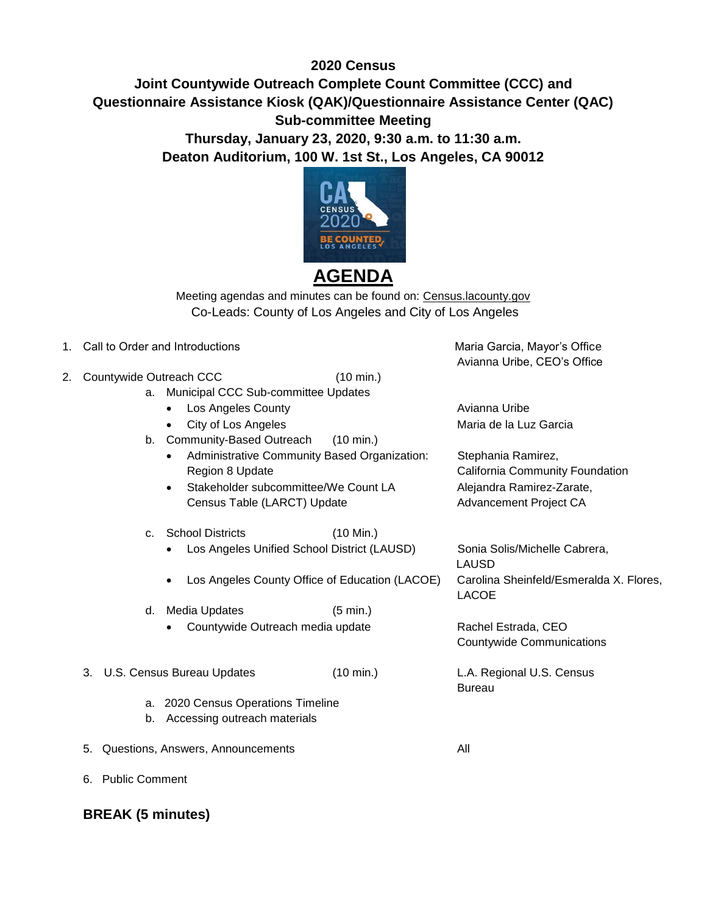**2020 Census**

**Joint Countywide Outreach Complete Count Committee (CCC) and Questionnaire Assistance Kiosk (QAK)/Questionnaire Assistance Center (QAC) Sub-committee Meeting**

**Thursday, January 23, 2020, 9:30 a.m. to 11:30 a.m.**

**Deaton Auditorium, 100 W. 1st St., Los Angeles, CA 90012**

# AGENDA

Meeting agendas and minutes can be found on: Census.lacounty.gov

Co-Leads: County of Los Angeles and City of Los Angeles

1. Call to Order and Introductions — Maria Garcia, Mayor's Office; Avianna Uribe, CEO's Office

2. Countywide Outreach CCC (10 min.)
   - a. Municipal CCC Sub-committee Updates
     - Los Angeles County — Avianna Uribe
     - City of Los Angeles — Maria de la Luz Garcia
   - b. Community-Based Outreach (10 min.)
     - Administrative Community Based Organization: Region 8 Update — Stephania Ramirez, California Community Foundation
     - Stakeholder subcommittee/We Count LA Census Table (LARCT) Update — Alejandra Ramirez-Zarate, Advancement Project CA
   - c. School Districts (10 Min.)
     - Los Angeles Unified School District (LAUSD) — Sonia Solis/Michelle Cabrera, LAUSD
     - Los Angeles County Office of Education (LACOE) — Carolina Sheinfeld/Esmeralda X. Flores, LACOE
   - d. Media Updates (5 min.)
     - Countywide Outreach media update — Rachel Estrada, CEO Countywide Communications

3. U.S. Census Bureau Updates (10 min.) — L.A. Regional U.S. Census Bureau
   - a. 2020 Census Operations Timeline
   - b. Accessing outreach materials

5. Questions, Answers, Announcements — All

6. Public Comment

**BREAK (5 minutes)**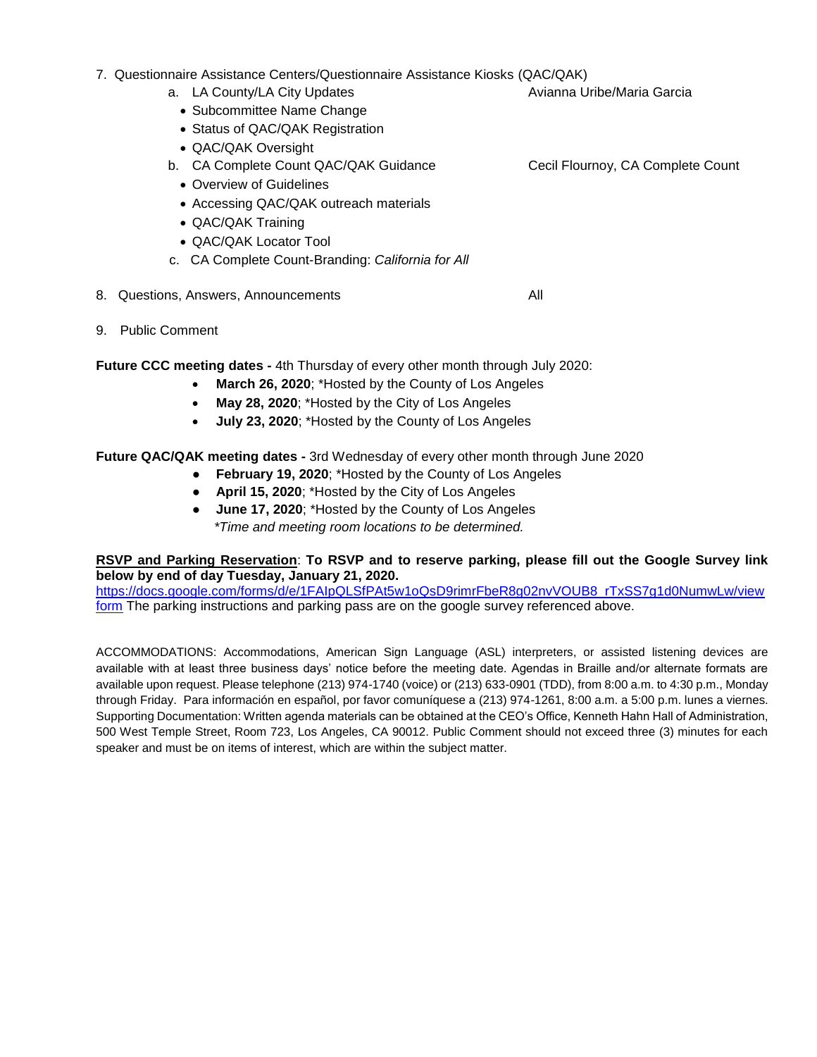7. Questionnaire Assistance Centers/Questionnaire Assistance Kiosks (QAC/QAK)
   a. LA County/LA City Updates — Avianna Uribe/Maria Garcia
      - Subcommittee Name Change
      - Status of QAC/QAK Registration
      - QAC/QAK Oversight
   b. CA Complete Count QAC/QAK Guidance — Cecil Flournoy, CA Complete Count
      - Overview of Guidelines
      - Accessing QAC/QAK outreach materials
      - QAC/QAK Training
      - QAC/QAK Locator Tool
   c. CA Complete Count-Branding: *California for All*

8. Questions, Answers, Announcements — All

9. Public Comment

**Future CCC meeting dates -** 4th Thursday of every other month through July 2020:

- **March 26, 2020**; *Hosted by the County of Los Angeles
- **May 28, 2020**; *Hosted by the City of Los Angeles
- **July 23, 2020**; *Hosted by the County of Los Angeles

**Future QAC/QAK meeting dates -** 3rd Wednesday of every other month through June 2020

- **February 19, 2020**; *Hosted by the County of Los Angeles
- **April 15, 2020**; *Hosted by the City of Los Angeles
- **June 17, 2020**; *Hosted by the County of Los Angeles

*\*Time and meeting room locations to be determined.*

**RSVP and Parking Reservation**: **To RSVP and to reserve parking, please fill out the Google Survey link below by end of day Tuesday, January 21, 2020.**
https://docs.google.com/forms/d/e/1FAIpQLSfPAt5w1oQsD9rimrFbeR8g02nvVOUB8_rTxSS7g1d0NumwLw/viewform The parking instructions and parking pass are on the google survey referenced above.

ACCOMMODATIONS: Accommodations, American Sign Language (ASL) interpreters, or assisted listening devices are available with at least three business days' notice before the meeting date. Agendas in Braille and/or alternate formats are available upon request. Please telephone (213) 974-1740 (voice) or (213) 633-0901 (TDD), from 8:00 a.m. to 4:30 p.m., Monday through Friday. Para información en español, por favor comuníquese a (213) 974-1261, 8:00 a.m. a 5:00 p.m. lunes a viernes. Supporting Documentation: Written agenda materials can be obtained at the CEO's Office, Kenneth Hahn Hall of Administration, 500 West Temple Street, Room 723, Los Angeles, CA 90012. Public Comment should not exceed three (3) minutes for each speaker and must be on items of interest, which are within the subject matter.